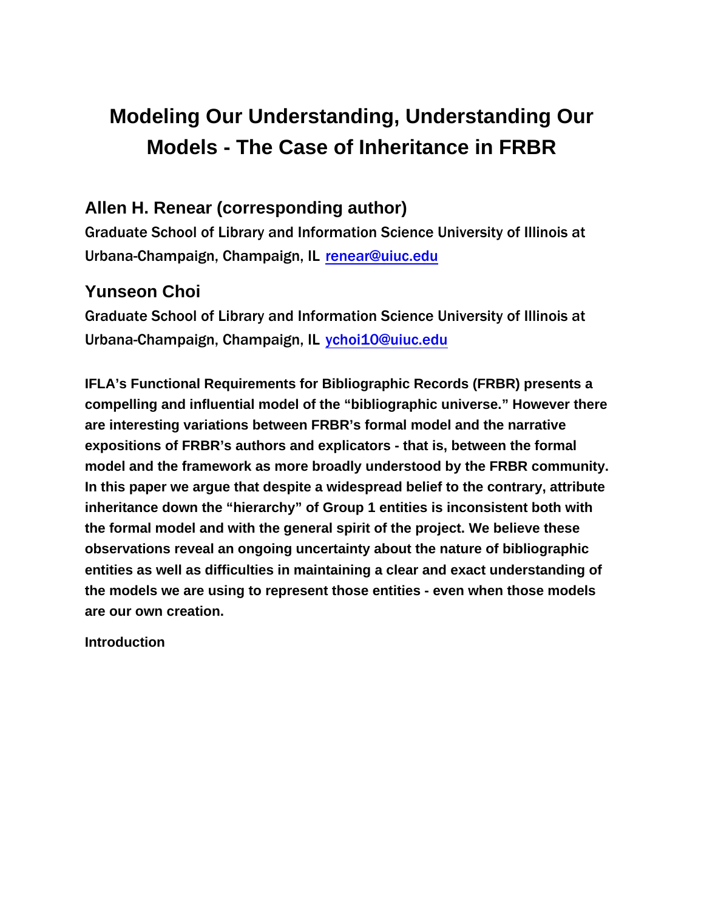# Modeling Our Understanding, Understanding Our Models - The Case of Inheritance in FRBR

## Allen H. Renear (corresponding author)

Graduate School of Library and Information Science University of Illinois at Urbana-Champaign, Champaign, IL renear@uiuc.edu

## Yunseon Choi

Graduate School of Library and Information Science University of Illinois at Urbana-Champaign, Champaign, IL ychoi10@uiuc.edu

**IFLA's Functional Requirements for Bibliographic Records (FRBR) presents a compelling and influential model of the "bibliographic universe." However there are interesting variations between FRBR's formal model and the narrative expositions of FRBR's authors and explicators - that is, between the formal model and the framework as more broadly understood by the FRBR community. In this paper we argue that despite a widespread belief to the contrary, attribute inheritance down the "hierarchy" of Group 1 entities is inconsistent both with the formal model and with the general spirit of the project. We believe these observations reveal an ongoing uncertainty about the nature of bibliographic entities as well as difficulties in maintaining a clear and exact understanding of the models we are using to represent those entities - even when those models are our own creation.**

**Introduction**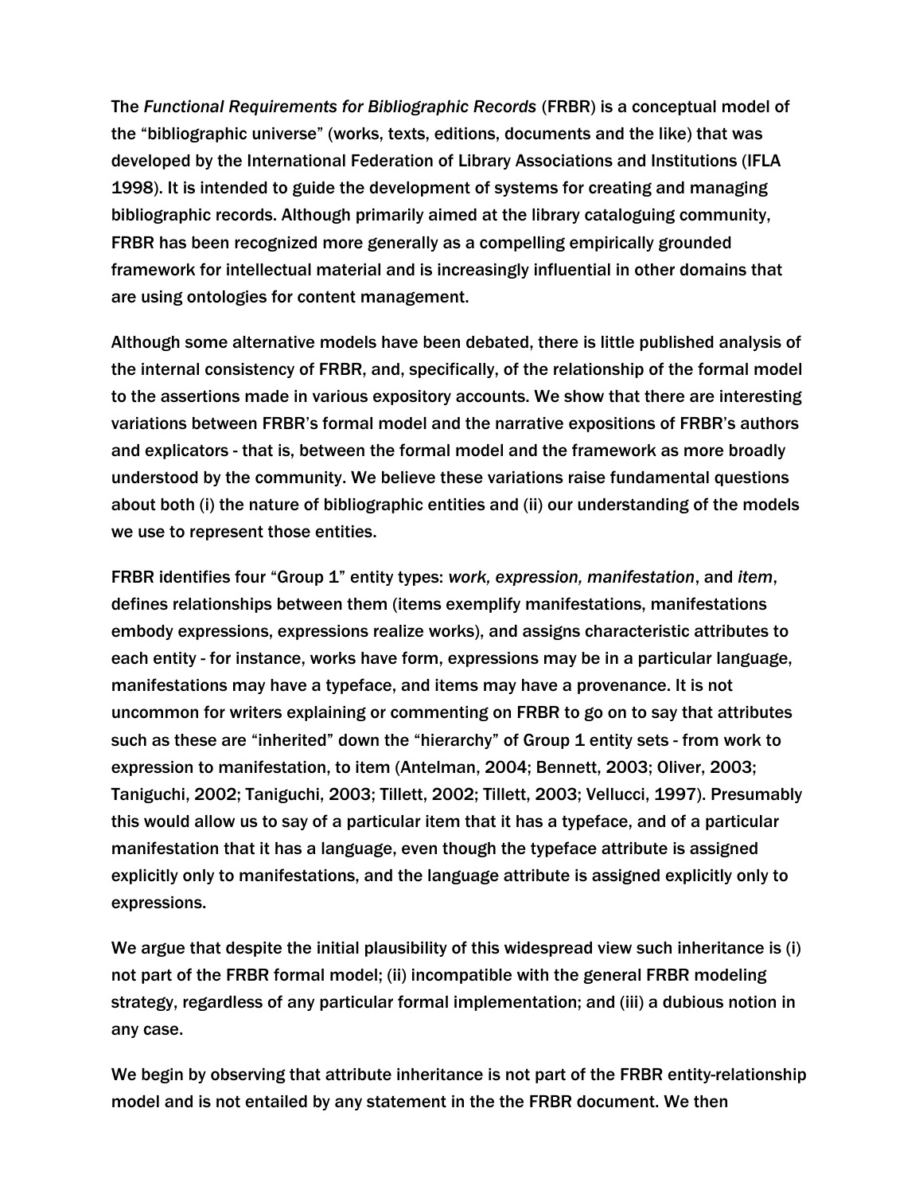The *Functional Requirements for Bibliographic Records* (FRBR) is a conceptual model of the “bibliographic universe” (works, texts, editions, documents and the like) that was developed by the International Federation of Library Associations and Institutions (IFLA 1998). It is intended to guide the development of systems for creating and managing bibliographic records. Although primarily aimed at the library cataloguing community, FRBR has been recognized more generally as a compelling empirically grounded framework for intellectual material and is increasingly influential in other domains that are using ontologies for content management.

Although some alternative models have been debated, there is little published analysis of the internal consistency of FRBR, and, specifically, of the relationship of the formal model to the assertions made in various expository accounts. We show that there are interesting variations between FRBR’s formal model and the narrative expositions of FRBR’s authors and explicators - that is, between the formal model and the framework as more broadly understood by the community. We believe these variations raise fundamental questions about both (i) the nature of bibliographic entities and (ii) our understanding of the models we use to represent those entities.

FRBR identifies four “Group 1” entity types: *work, expression, manifestation*, and *item*, defines relationships between them (items exemplify manifestations, manifestations embody expressions, expressions realize works), and assigns characteristic attributes to each entity - for instance, works have form, expressions may be in a particular language, manifestations may have a typeface, and items may have a provenance. It is not uncommon for writers explaining or commenting on FRBR to go on to say that attributes such as these are “inherited” down the “hierarchy” of Group 1 entity sets - from work to expression to manifestation, to item (Antelman, 2004; Bennett, 2003; Oliver, 2003; Taniguchi, 2002; Taniguchi, 2003; Tillett, 2002; Tillett, 2003; Vellucci, 1997). Presumably this would allow us to say of a particular item that it has a typeface, and of a particular manifestation that it has a language, even though the typeface attribute is assigned explicitly only to manifestations, and the language attribute is assigned explicitly only to expressions.

We argue that despite the initial plausibility of this widespread view such inheritance is (i) not part of the FRBR formal model; (ii) incompatible with the general FRBR modeling strategy, regardless of any particular formal implementation; and (iii) a dubious notion in any case.

We begin by observing that attribute inheritance is not part of the FRBR entity-relationship model and is not entailed by any statement in the the FRBR document. We then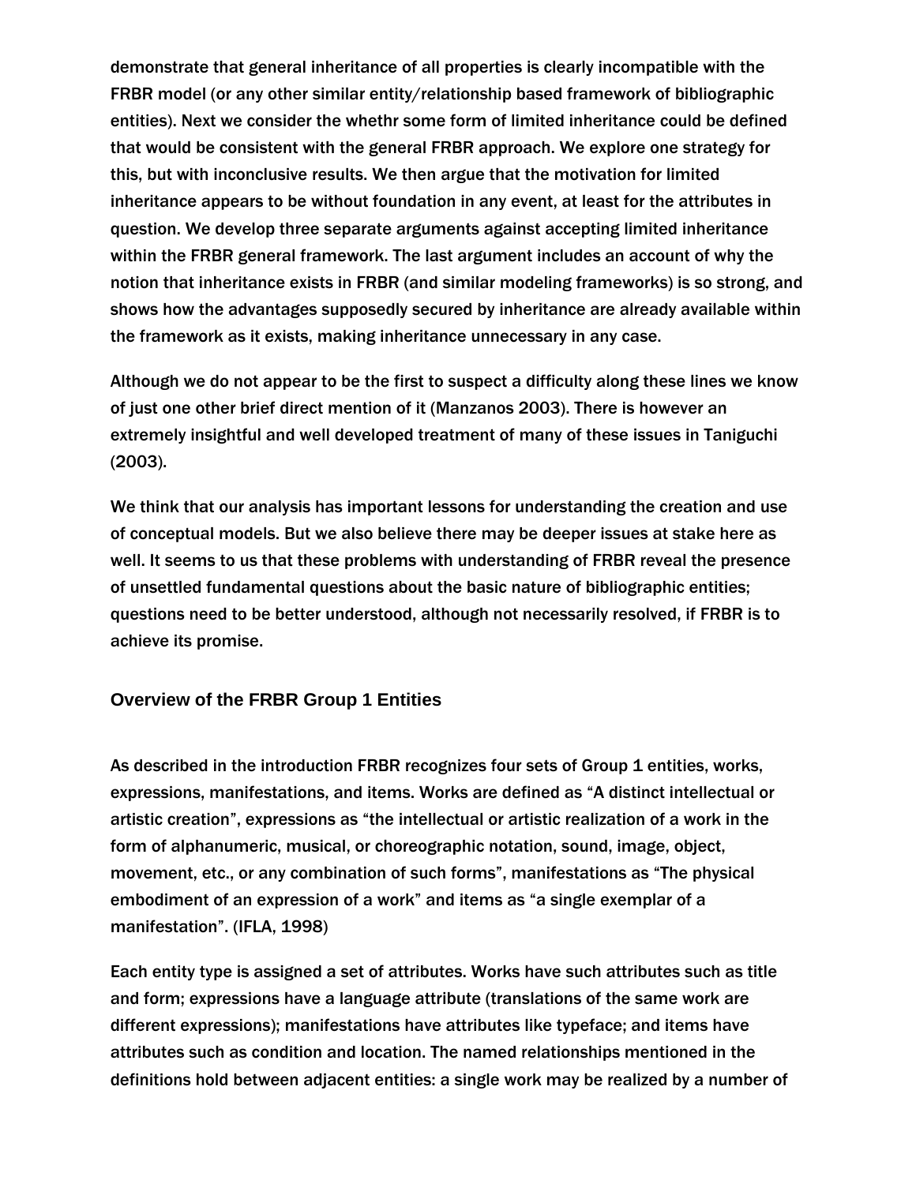demonstrate that general inheritance of all properties is clearly incompatible with the FRBR model (or any other similar entity/relationship based framework of bibliographic entities). Next we consider the whethr some form of limited inheritance could be defined that would be consistent with the general FRBR approach. We explore one strategy for this, but with inconclusive results. We then argue that the motivation for limited inheritance appears to be without foundation in any event, at least for the attributes in question. We develop three separate arguments against accepting limited inheritance within the FRBR general framework. The last argument includes an account of why the notion that inheritance exists in FRBR (and similar modeling frameworks) is so strong, and shows how the advantages supposedly secured by inheritance are already available within the framework as it exists, making inheritance unnecessary in any case.

Although we do not appear to be the first to suspect a difficulty along these lines we know of just one other brief direct mention of it (Manzanos 2003). There is however an extremely insightful and well developed treatment of many of these issues in Taniguchi (2003).

We think that our analysis has important lessons for understanding the creation and use of conceptual models. But we also believe there may be deeper issues at stake here as well. It seems to us that these problems with understanding of FRBR reveal the presence of unsettled fundamental questions about the basic nature of bibliographic entities; questions need to be better understood, although not necessarily resolved, if FRBR is to achieve its promise.

## Overview of the FRBR Group 1 Entities

As described in the introduction FRBR recognizes four sets of Group 1 entities, works, expressions, manifestations, and items. Works are defined as "A distinct intellectual or artistic creation", expressions as "the intellectual or artistic realization of a work in the form of alphanumeric, musical, or choreographic notation, sound, image, object, movement, etc., or any combination of such forms", manifestations as "The physical embodiment of an expression of a work" and items as "a single exemplar of a manifestation". (IFLA, 1998)

Each entity type is assigned a set of attributes. Works have such attributes such as title and form; expressions have a language attribute (translations of the same work are different expressions); manifestations have attributes like typeface; and items have attributes such as condition and location. The named relationships mentioned in the definitions hold between adjacent entities: a single work may be realized by a number of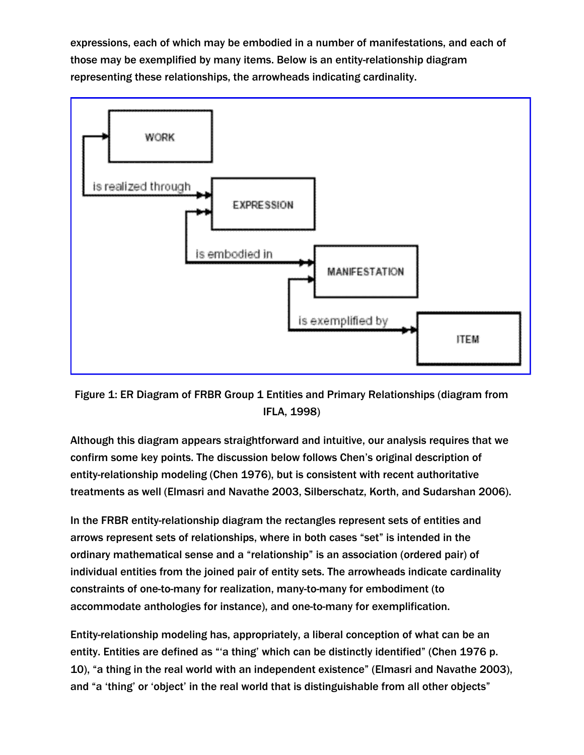expressions, each of which may be embodied in a number of manifestations, and each of those may be exemplified by many items. Below is an entity-relationship diagram representing these relationships, the arrowheads indicating cardinality.

Figure 1: ER Diagram of FRBR Group 1 Entities and Primary Relationships (diagram from IFLA, 1998)

Although this diagram appears straightforward and intuitive, our analysis requires that we confirm some key points. The discussion below follows Chen's original description of entity-relationship modeling (Chen 1976), but is consistent with recent authoritative treatments as well (Elmasri and Navathe 2003, Silberschatz, Korth, and Sudarshan 2006).

In the FRBR entity-relationship diagram the rectangles represent sets of entities and arrows represent sets of relationships, where in both cases "set" is intended in the ordinary mathematical sense and a "relationship" is an association (ordered pair) of individual entities from the joined pair of entity sets. The arrowheads indicate cardinality constraints of one-to-many for realization, many-to-many for embodiment (to accommodate anthologies for instance), and one-to-many for exemplification.

Entity-relationship modeling has, appropriately, a liberal conception of what can be an entity. Entities are defined as "'a thing' which can be distinctly identified" (Chen 1976 p. 10), "a thing in the real world with an independent existence" (Elmasri and Navathe 2003), and "a 'thing' or 'object' in the real world that is distinguishable from all other objects"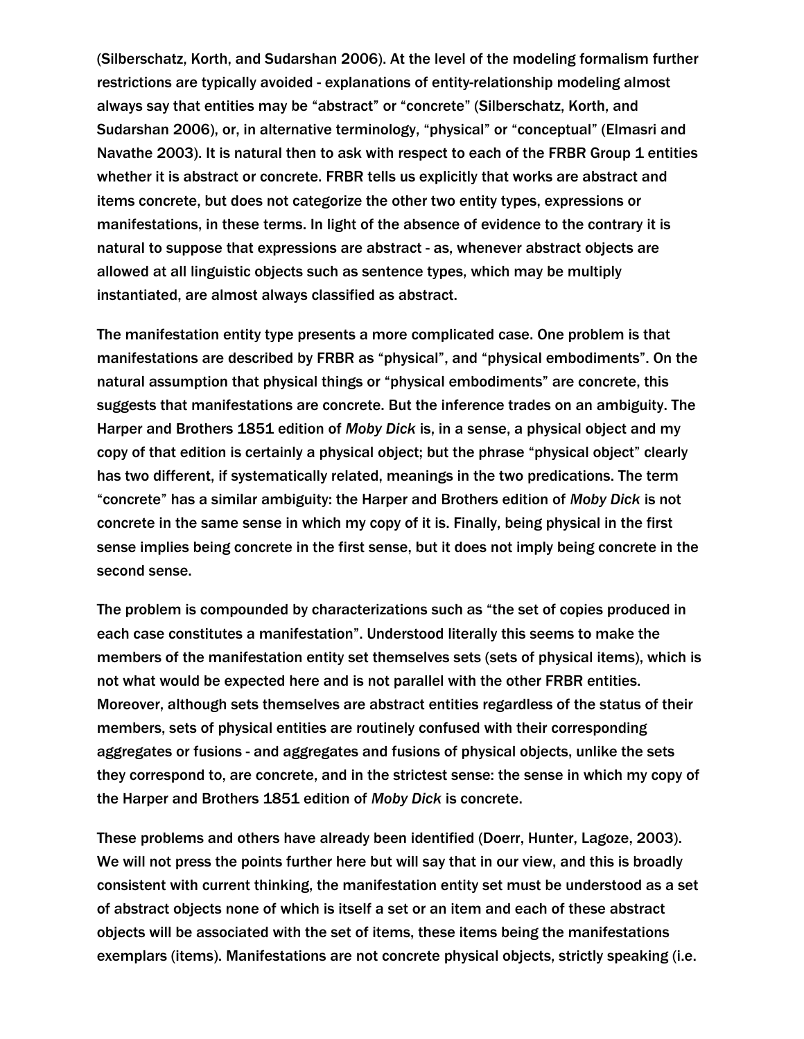(Silberschatz, Korth, and Sudarshan 2006). At the level of the modeling formalism further restrictions are typically avoided - explanations of entity-relationship modeling almost always say that entities may be “abstract” or “concrete” (Silberschatz, Korth, and Sudarshan 2006), or, in alternative terminology, “physical” or “conceptual” (Elmasri and Navathe 2003). It is natural then to ask with respect to each of the FRBR Group 1 entities whether it is abstract or concrete. FRBR tells us explicitly that works are abstract and items concrete, but does not categorize the other two entity types, expressions or manifestations, in these terms. In light of the absence of evidence to the contrary it is natural to suppose that expressions are abstract - as, whenever abstract objects are allowed at all linguistic objects such as sentence types, which may be multiply instantiated, are almost always classified as abstract.

The manifestation entity type presents a more complicated case. One problem is that manifestations are described by FRBR as “physical”, and “physical embodiments”. On the natural assumption that physical things or “physical embodiments” are concrete, this suggests that manifestations are concrete. But the inference trades on an ambiguity. The Harper and Brothers 1851 edition of *Moby Dick* is, in a sense, a physical object and my copy of that edition is certainly a physical object; but the phrase “physical object” clearly has two different, if systematically related, meanings in the two predications. The term “concrete” has a similar ambiguity: the Harper and Brothers edition of *Moby Dick* is not concrete in the same sense in which my copy of it is. Finally, being physical in the first sense implies being concrete in the first sense, but it does not imply being concrete in the second sense.

The problem is compounded by characterizations such as “the set of copies produced in each case constitutes a manifestation”. Understood literally this seems to make the members of the manifestation entity set themselves sets (sets of physical items), which is not what would be expected here and is not parallel with the other FRBR entities. Moreover, although sets themselves are abstract entities regardless of the status of their members, sets of physical entities are routinely confused with their corresponding aggregates or fusions - and aggregates and fusions of physical objects, unlike the sets they correspond to, are concrete, and in the strictest sense: the sense in which my copy of the Harper and Brothers 1851 edition of *Moby Dick* is concrete.

These problems and others have already been identified (Doerr, Hunter, Lagoze, 2003). We will not press the points further here but will say that in our view, and this is broadly consistent with current thinking, the manifestation entity set must be understood as a set of abstract objects none of which is itself a set or an item and each of these abstract objects will be associated with the set of items, these items being the manifestations exemplars (items). Manifestations are not concrete physical objects, strictly speaking (i.e.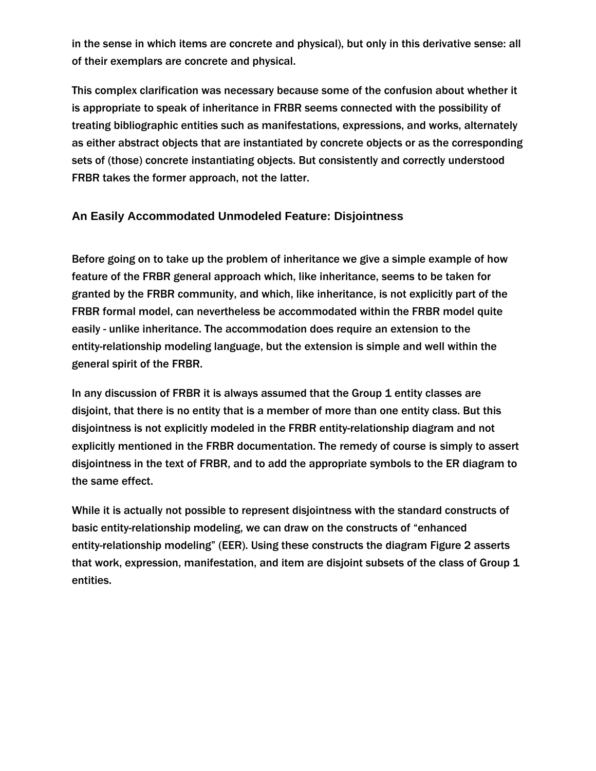in the sense in which items are concrete and physical), but only in this derivative sense: all of their exemplars are concrete and physical.

This complex clarification was necessary because some of the confusion about whether it is appropriate to speak of inheritance in FRBR seems connected with the possibility of treating bibliographic entities such as manifestations, expressions, and works, alternately as either abstract objects that are instantiated by concrete objects or as the corresponding sets of (those) concrete instantiating objects. But consistently and correctly understood FRBR takes the former approach, not the latter.

## An Easily Accommodated Unmodeled Feature: Disjointness

Before going on to take up the problem of inheritance we give a simple example of how feature of the FRBR general approach which, like inheritance, seems to be taken for granted by the FRBR community, and which, like inheritance, is not explicitly part of the FRBR formal model, can nevertheless be accommodated within the FRBR model quite easily - unlike inheritance. The accommodation does require an extension to the entity-relationship modeling language, but the extension is simple and well within the general spirit of the FRBR.

In any discussion of FRBR it is always assumed that the Group 1 entity classes are disjoint, that there is no entity that is a member of more than one entity class. But this disjointness is not explicitly modeled in the FRBR entity-relationship diagram and not explicitly mentioned in the FRBR documentation. The remedy of course is simply to assert disjointness in the text of FRBR, and to add the appropriate symbols to the ER diagram to the same effect.

While it is actually not possible to represent disjointness with the standard constructs of basic entity-relationship modeling, we can draw on the constructs of "enhanced entity-relationship modeling" (EER). Using these constructs the diagram Figure 2 asserts that work, expression, manifestation, and item are disjoint subsets of the class of Group 1 entities.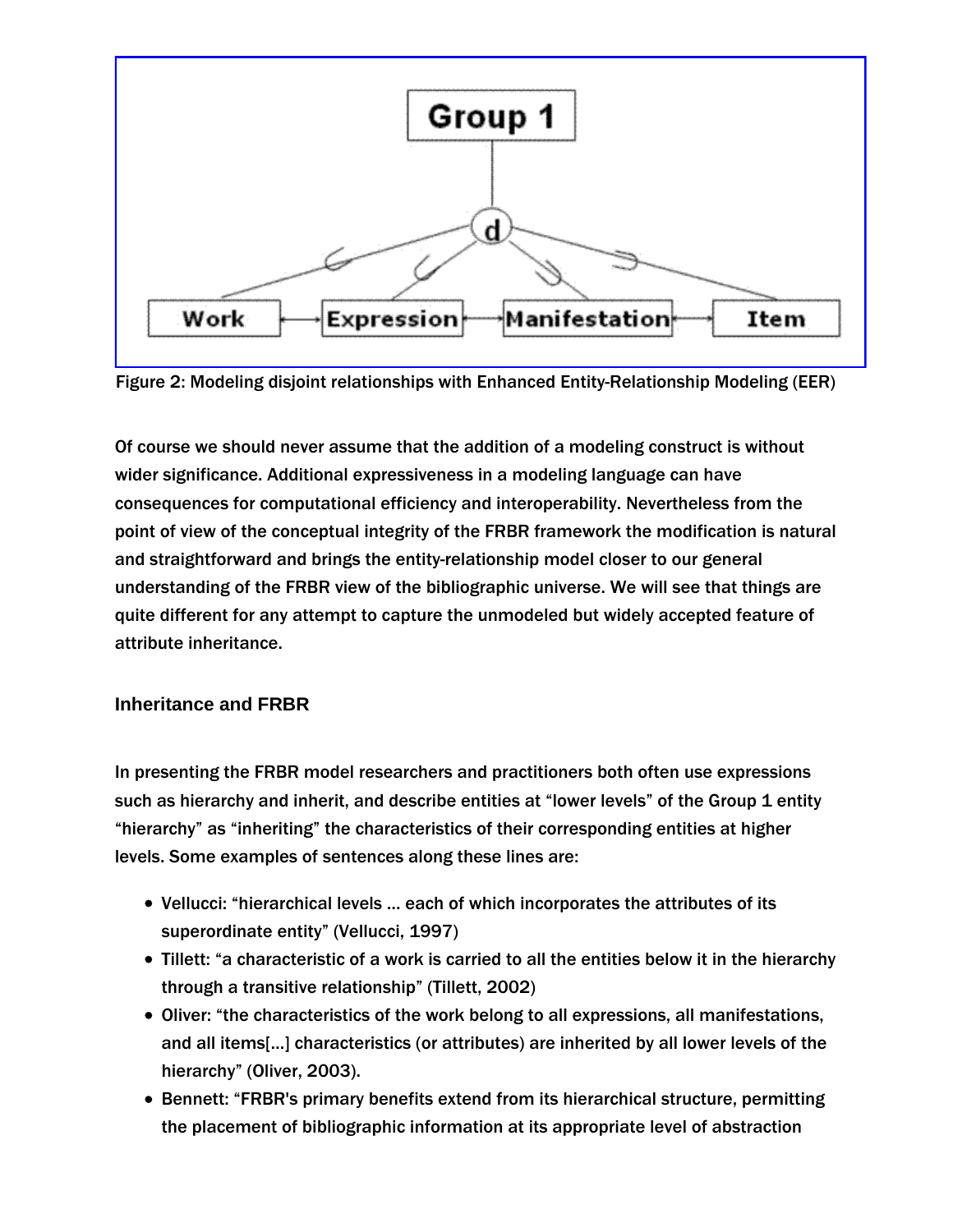Figure 2: Modeling disjoint relationships with Enhanced Entity-Relationship Modeling (EER)

Of course we should never assume that the addition of a modeling construct is without wider significance. Additional expressiveness in a modeling language can have consequences for computational efficiency and interoperability. Nevertheless from the point of view of the conceptual integrity of the FRBR framework the modification is natural and straightforward and brings the entity-relationship model closer to our general understanding of the FRBR view of the bibliographic universe. We will see that things are quite different for any attempt to capture the unmodeled but widely accepted feature of attribute inheritance.

### Inheritance and FRBR

In presenting the FRBR model researchers and practitioners both often use expressions such as hierarchy and inherit, and describe entities at "lower levels" of the Group 1 entity "hierarchy" as "inheriting" the characteristics of their corresponding entities at higher levels. Some examples of sentences along these lines are:

- Vellucci: "hierarchical levels ... each of which incorporates the attributes of its superordinate entity" (Vellucci, 1997)
- Tillett: "a characteristic of a work is carried to all the entities below it in the hierarchy through a transitive relationship" (Tillett, 2002)
- Oliver: "the characteristics of the work belong to all expressions, all manifestations, and all items[...] characteristics (or attributes) are inherited by all lower levels of the hierarchy" (Oliver, 2003).
- Bennett: "FRBR's primary benefits extend from its hierarchical structure, permitting the placement of bibliographic information at its appropriate level of abstraction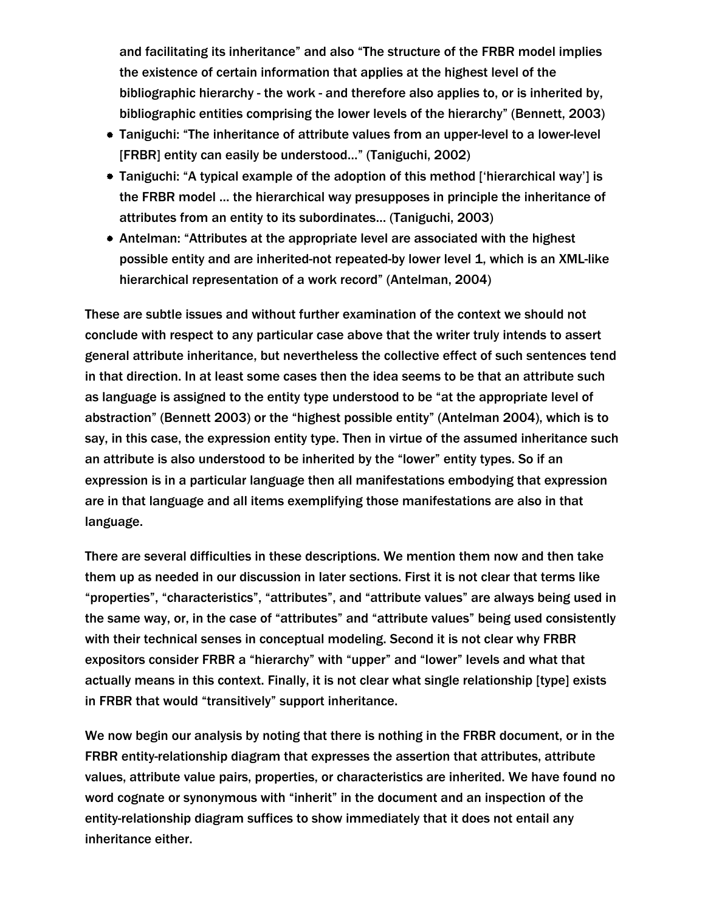and facilitating its inheritance" and also "The structure of the FRBR model implies the existence of certain information that applies at the highest level of the bibliographic hierarchy - the work - and therefore also applies to, or is inherited by, bibliographic entities comprising the lower levels of the hierarchy" (Bennett, 2003)

- Taniguchi: "The inheritance of attribute values from an upper-level to a lower-level [FRBR] entity can easily be understood..." (Taniguchi, 2002)
- Taniguchi: "A typical example of the adoption of this method ['hierarchical way'] is the FRBR model ... the hierarchical way presupposes in principle the inheritance of attributes from an entity to its subordinates... (Taniguchi, 2003)
- Antelman: "Attributes at the appropriate level are associated with the highest possible entity and are inherited-not repeated-by lower level 1, which is an XML-like hierarchical representation of a work record" (Antelman, 2004)

These are subtle issues and without further examination of the context we should not conclude with respect to any particular case above that the writer truly intends to assert general attribute inheritance, but nevertheless the collective effect of such sentences tend in that direction. In at least some cases then the idea seems to be that an attribute such as language is assigned to the entity type understood to be "at the appropriate level of abstraction" (Bennett 2003) or the "highest possible entity" (Antelman 2004), which is to say, in this case, the expression entity type. Then in virtue of the assumed inheritance such an attribute is also understood to be inherited by the "lower" entity types. So if an expression is in a particular language then all manifestations embodying that expression are in that language and all items exemplifying those manifestations are also in that language.

There are several difficulties in these descriptions. We mention them now and then take them up as needed in our discussion in later sections. First it is not clear that terms like "properties", "characteristics", "attributes", and "attribute values" are always being used in the same way, or, in the case of "attributes" and "attribute values" being used consistently with their technical senses in conceptual modeling. Second it is not clear why FRBR expositors consider FRBR a "hierarchy" with "upper" and "lower" levels and what that actually means in this context. Finally, it is not clear what single relationship [type] exists in FRBR that would "transitively" support inheritance.

We now begin our analysis by noting that there is nothing in the FRBR document, or in the FRBR entity-relationship diagram that expresses the assertion that attributes, attribute values, attribute value pairs, properties, or characteristics are inherited. We have found no word cognate or synonymous with "inherit" in the document and an inspection of the entity-relationship diagram suffices to show immediately that it does not entail any inheritance either.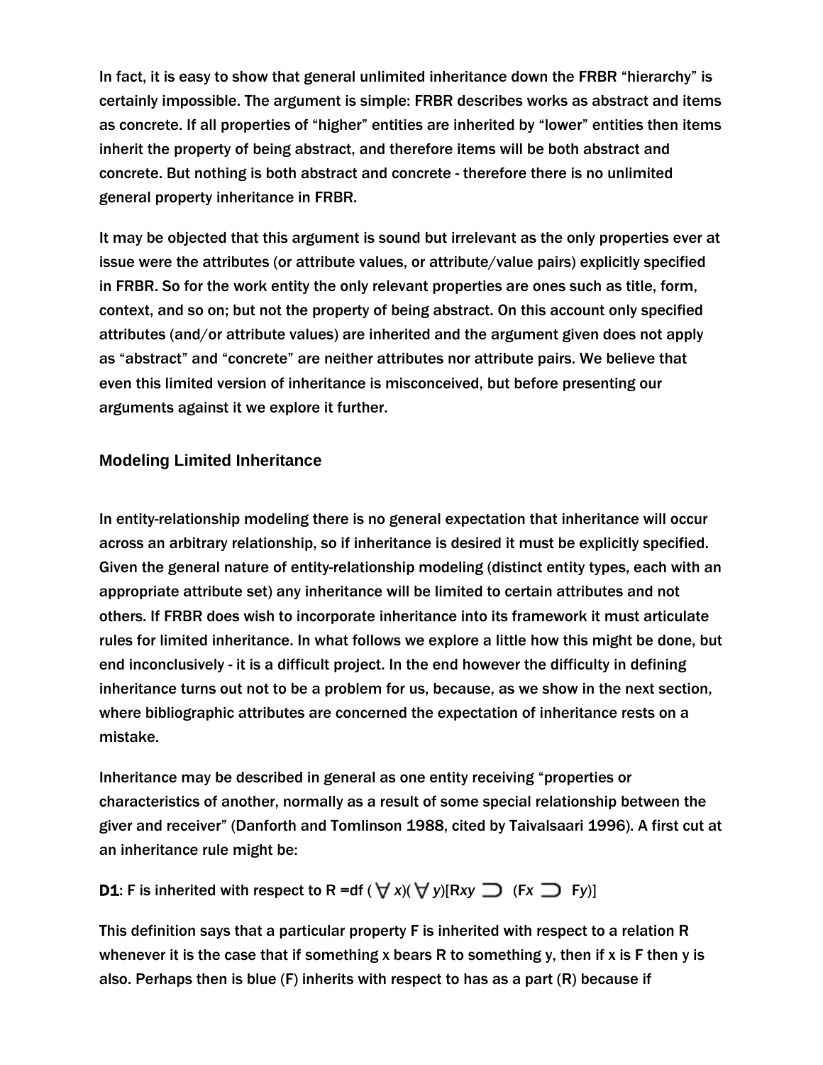In fact, it is easy to show that general unlimited inheritance down the FRBR "hierarchy" is certainly impossible. The argument is simple: FRBR describes works as abstract and items as concrete. If all properties of "higher" entities are inherited by "lower" entities then items inherit the property of being abstract, and therefore items will be both abstract and concrete. But nothing is both abstract and concrete - therefore there is no unlimited general property inheritance in FRBR.

It may be objected that this argument is sound but irrelevant as the only properties ever at issue were the attributes (or attribute values, or attribute/value pairs) explicitly specified in FRBR. So for the work entity the only relevant properties are ones such as title, form, context, and so on; but not the property of being abstract. On this account only specified attributes (and/or attribute values) are inherited and the argument given does not apply as "abstract" and "concrete" are neither attributes nor attribute pairs. We believe that even this limited version of inheritance is misconceived, but before presenting our arguments against it we explore it further.

## Modeling Limited Inheritance

In entity-relationship modeling there is no general expectation that inheritance will occur across an arbitrary relationship, so if inheritance is desired it must be explicitly specified. Given the general nature of entity-relationship modeling (distinct entity types, each with an appropriate attribute set) any inheritance will be limited to certain attributes and not others. If FRBR does wish to incorporate inheritance into its framework it must articulate rules for limited inheritance. In what follows we explore a little how this might be done, but end inconclusively - it is a difficult project. In the end however the difficulty in defining inheritance turns out not to be a problem for us, because, as we show in the next section, where bibliographic attributes are concerned the expectation of inheritance rests on a mistake.

Inheritance may be described in general as one entity receiving "properties or characteristics of another, normally as a result of some special relationship between the giver and receiver" (Danforth and Tomlinson 1988, cited by Taivalsaari 1996). A first cut at an inheritance rule might be:

**D1**: F is inherited with respect to R =df $(\forall x)(\forall y)[Rxy \supset (Fx \supset Fy)]$

This definition says that a particular property F is inherited with respect to a relation R whenever it is the case that if something x bears R to something y, then if x is F then y is also. Perhaps then is blue (F) inherits with respect to has as a part (R) because if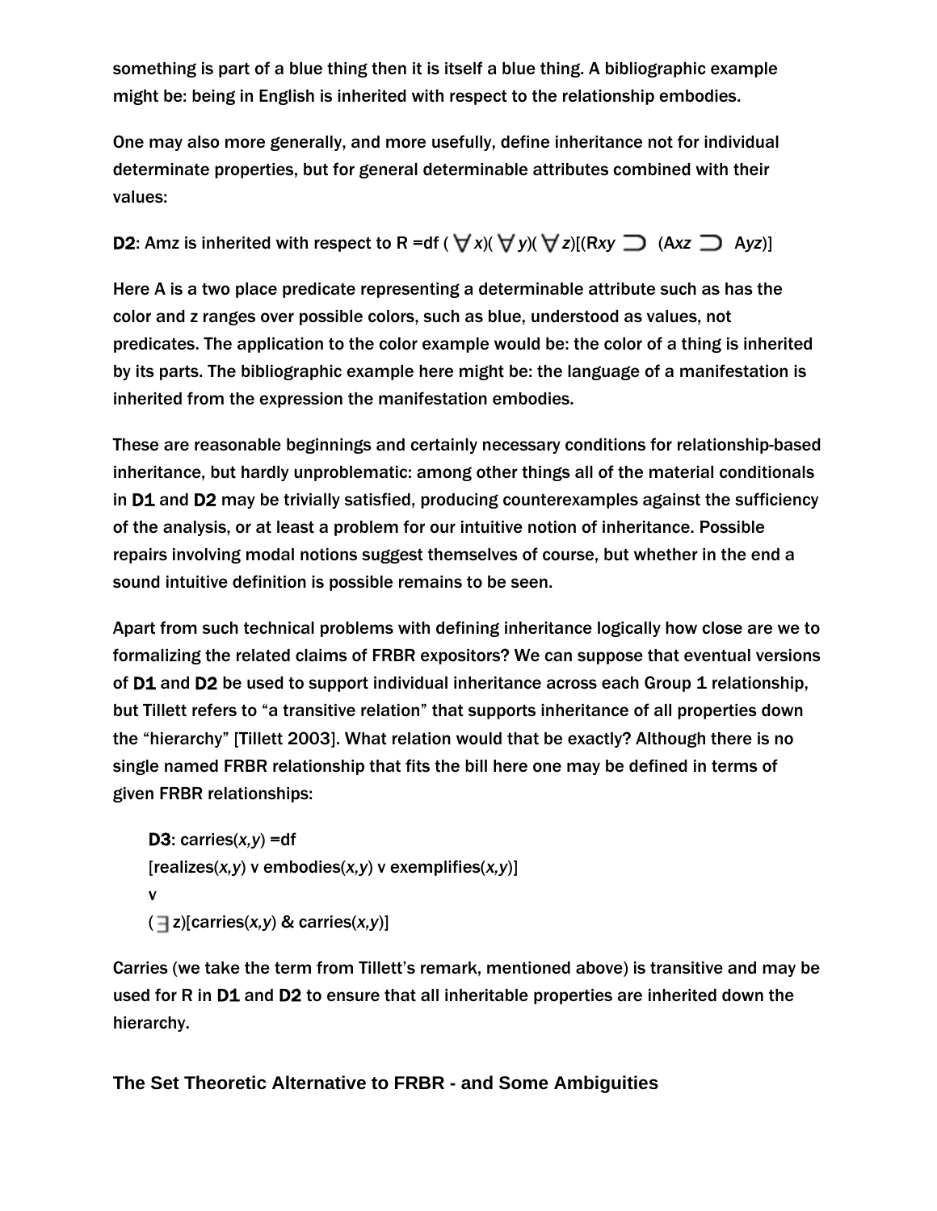something is part of a blue thing then it is itself a blue thing. A bibliographic example might be: being in English is inherited with respect to the relationship embodies.

One may also more generally, and more usefully, define inheritance not for individual determinate properties, but for general determinable attributes combined with their values:

**D2**: Amz is inherited with respect to R =df $(\forall x)(\forall y)(\forall z)[(Rxy \supset (Axz \supset Ayz)]$

Here A is a two place predicate representing a determinable attribute such as has the color and z ranges over possible colors, such as blue, understood as values, not predicates. The application to the color example would be: the color of a thing is inherited by its parts. The bibliographic example here might be: the language of a manifestation is inherited from the expression the manifestation embodies.

These are reasonable beginnings and certainly necessary conditions for relationship-based inheritance, but hardly unproblematic: among other things all of the material conditionals in **D1** and **D2** may be trivially satisfied, producing counterexamples against the sufficiency of the analysis, or at least a problem for our intuitive notion of inheritance. Possible repairs involving modal notions suggest themselves of course, but whether in the end a sound intuitive definition is possible remains to be seen.

Apart from such technical problems with defining inheritance logically how close are we to formalizing the related claims of FRBR expositors? We can suppose that eventual versions of **D1** and **D2** be used to support individual inheritance across each Group 1 relationship, but Tillett refers to "a transitive relation" that supports inheritance of all properties down the "hierarchy" [Tillett 2003]. What relation would that be exactly? Although there is no single named FRBR relationship that fits the bill here one may be defined in terms of given FRBR relationships:

> **D3**: carries(*x,y*) =df
> [realizes(*x,y*) v embodies(*x,y*) v exemplifies(*x,y*)]
> v
> $(\exists$ z)[carries(*x,y*) & carries(*x,y*)]

Carries (we take the term from Tillett's remark, mentioned above) is transitive and may be used for R in **D1** and **D2** to ensure that all inheritable properties are inherited down the hierarchy.

## The Set Theoretic Alternative to FRBR - and Some Ambiguities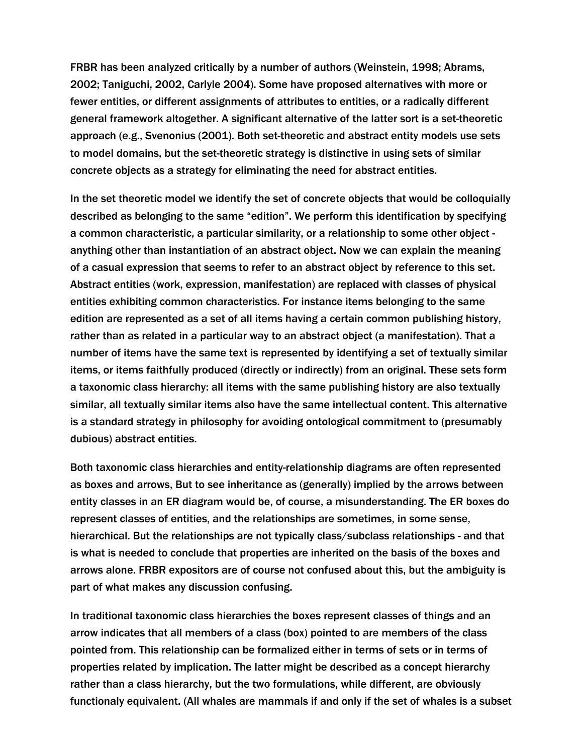FRBR has been analyzed critically by a number of authors (Weinstein, 1998; Abrams, 2002; Taniguchi, 2002, Carlyle 2004). Some have proposed alternatives with more or fewer entities, or different assignments of attributes to entities, or a radically different general framework altogether. A significant alternative of the latter sort is a set-theoretic approach (e.g., Svenonius (2001). Both set-theoretic and abstract entity models use sets to model domains, but the set-theoretic strategy is distinctive in using sets of similar concrete objects as a strategy for eliminating the need for abstract entities.

In the set theoretic model we identify the set of concrete objects that would be colloquially described as belonging to the same "edition". We perform this identification by specifying a common characteristic, a particular similarity, or a relationship to some other object - anything other than instantiation of an abstract object. Now we can explain the meaning of a casual expression that seems to refer to an abstract object by reference to this set. Abstract entities (work, expression, manifestation) are replaced with classes of physical entities exhibiting common characteristics. For instance items belonging to the same edition are represented as a set of all items having a certain common publishing history, rather than as related in a particular way to an abstract object (a manifestation). That a number of items have the same text is represented by identifying a set of textually similar items, or items faithfully produced (directly or indirectly) from an original. These sets form a taxonomic class hierarchy: all items with the same publishing history are also textually similar, all textually similar items also have the same intellectual content. This alternative is a standard strategy in philosophy for avoiding ontological commitment to (presumably dubious) abstract entities.

Both taxonomic class hierarchies and entity-relationship diagrams are often represented as boxes and arrows, But to see inheritance as (generally) implied by the arrows between entity classes in an ER diagram would be, of course, a misunderstanding. The ER boxes do represent classes of entities, and the relationships are sometimes, in some sense, hierarchical. But the relationships are not typically class/subclass relationships - and that is what is needed to conclude that properties are inherited on the basis of the boxes and arrows alone. FRBR expositors are of course not confused about this, but the ambiguity is part of what makes any discussion confusing.

In traditional taxonomic class hierarchies the boxes represent classes of things and an arrow indicates that all members of a class (box) pointed to are members of the class pointed from. This relationship can be formalized either in terms of sets or in terms of properties related by implication. The latter might be described as a concept hierarchy rather than a class hierarchy, but the two formulations, while different, are obviously functionaly equivalent. (All whales are mammals if and only if the set of whales is a subset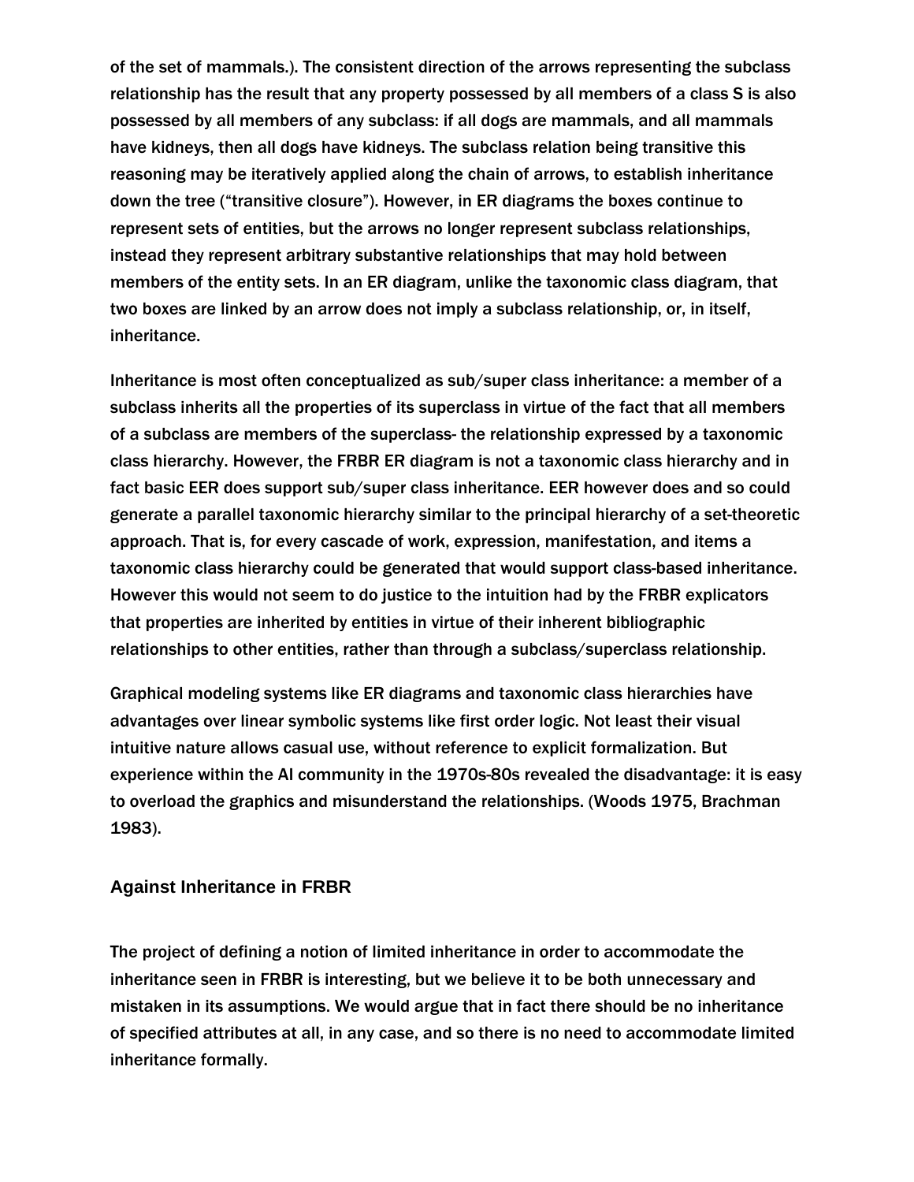of the set of mammals.). The consistent direction of the arrows representing the subclass relationship has the result that any property possessed by all members of a class S is also possessed by all members of any subclass: if all dogs are mammals, and all mammals have kidneys, then all dogs have kidneys. The subclass relation being transitive this reasoning may be iteratively applied along the chain of arrows, to establish inheritance down the tree ("transitive closure"). However, in ER diagrams the boxes continue to represent sets of entities, but the arrows no longer represent subclass relationships, instead they represent arbitrary substantive relationships that may hold between members of the entity sets. In an ER diagram, unlike the taxonomic class diagram, that two boxes are linked by an arrow does not imply a subclass relationship, or, in itself, inheritance.

Inheritance is most often conceptualized as sub/super class inheritance: a member of a subclass inherits all the properties of its superclass in virtue of the fact that all members of a subclass are members of the superclass- the relationship expressed by a taxonomic class hierarchy. However, the FRBR ER diagram is not a taxonomic class hierarchy and in fact basic EER does support sub/super class inheritance. EER however does and so could generate a parallel taxonomic hierarchy similar to the principal hierarchy of a set-theoretic approach. That is, for every cascade of work, expression, manifestation, and items a taxonomic class hierarchy could be generated that would support class-based inheritance. However this would not seem to do justice to the intuition had by the FRBR explicators that properties are inherited by entities in virtue of their inherent bibliographic relationships to other entities, rather than through a subclass/superclass relationship.

Graphical modeling systems like ER diagrams and taxonomic class hierarchies have advantages over linear symbolic systems like first order logic. Not least their visual intuitive nature allows casual use, without reference to explicit formalization. But experience within the AI community in the 1970s-80s revealed the disadvantage: it is easy to overload the graphics and misunderstand the relationships. (Woods 1975, Brachman 1983).

## Against Inheritance in FRBR

The project of defining a notion of limited inheritance in order to accommodate the inheritance seen in FRBR is interesting, but we believe it to be both unnecessary and mistaken in its assumptions. We would argue that in fact there should be no inheritance of specified attributes at all, in any case, and so there is no need to accommodate limited inheritance formally.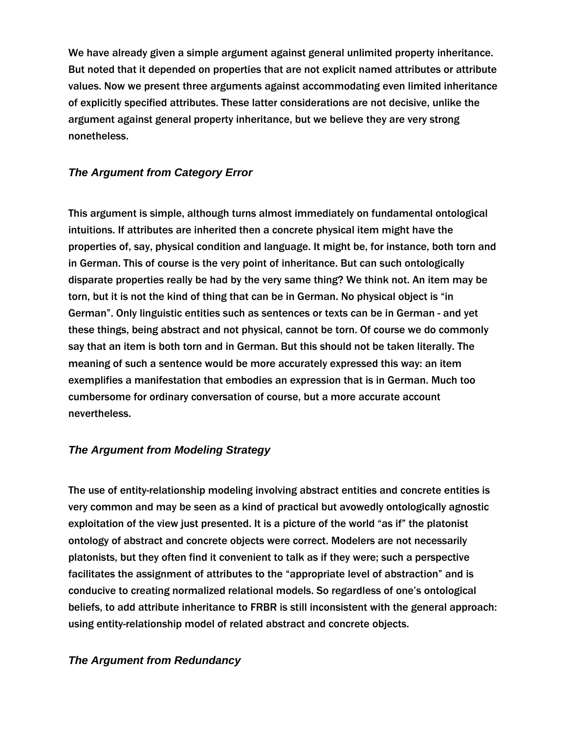We have already given a simple argument against general unlimited property inheritance. But noted that it depended on properties that are not explicit named attributes or attribute values. Now we present three arguments against accommodating even limited inheritance of explicitly specified attributes. These latter considerations are not decisive, unlike the argument against general property inheritance, but we believe they are very strong nonetheless.

### *The Argument from Category Error*

This argument is simple, although turns almost immediately on fundamental ontological intuitions. If attributes are inherited then a concrete physical item might have the properties of, say, physical condition and language. It might be, for instance, both torn and in German. This of course is the very point of inheritance. But can such ontologically disparate properties really be had by the very same thing? We think not. An item may be torn, but it is not the kind of thing that can be in German. No physical object is "in German". Only linguistic entities such as sentences or texts can be in German - and yet these things, being abstract and not physical, cannot be torn. Of course we do commonly say that an item is both torn and in German. But this should not be taken literally. The meaning of such a sentence would be more accurately expressed this way: an item exemplifies a manifestation that embodies an expression that is in German. Much too cumbersome for ordinary conversation of course, but a more accurate account nevertheless.

### *The Argument from Modeling Strategy*

The use of entity-relationship modeling involving abstract entities and concrete entities is very common and may be seen as a kind of practical but avowedly ontologically agnostic exploitation of the view just presented. It is a picture of the world "as if" the platonist ontology of abstract and concrete objects were correct. Modelers are not necessarily platonists, but they often find it convenient to talk as if they were; such a perspective facilitates the assignment of attributes to the "appropriate level of abstraction" and is conducive to creating normalized relational models. So regardless of one's ontological beliefs, to add attribute inheritance to FRBR is still inconsistent with the general approach: using entity-relationship model of related abstract and concrete objects.

### *The Argument from Redundancy*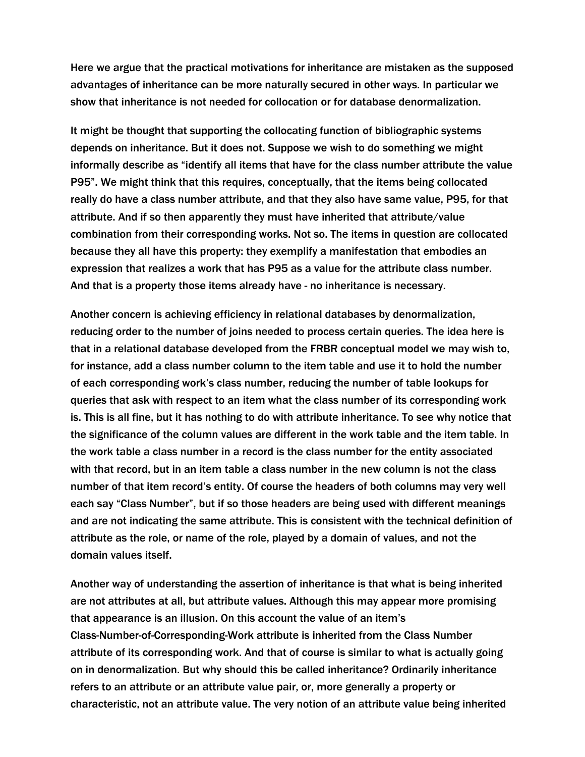Here we argue that the practical motivations for inheritance are mistaken as the supposed advantages of inheritance can be more naturally secured in other ways. In particular we show that inheritance is not needed for collocation or for database denormalization.

It might be thought that supporting the collocating function of bibliographic systems depends on inheritance. But it does not. Suppose we wish to do something we might informally describe as "identify all items that have for the class number attribute the value P95". We might think that this requires, conceptually, that the items being collocated really do have a class number attribute, and that they also have same value, P95, for that attribute. And if so then apparently they must have inherited that attribute/value combination from their corresponding works. Not so. The items in question are collocated because they all have this property: they exemplify a manifestation that embodies an expression that realizes a work that has P95 as a value for the attribute class number. And that is a property those items already have - no inheritance is necessary.

Another concern is achieving efficiency in relational databases by denormalization, reducing order to the number of joins needed to process certain queries. The idea here is that in a relational database developed from the FRBR conceptual model we may wish to, for instance, add a class number column to the item table and use it to hold the number of each corresponding work's class number, reducing the number of table lookups for queries that ask with respect to an item what the class number of its corresponding work is. This is all fine, but it has nothing to do with attribute inheritance. To see why notice that the significance of the column values are different in the work table and the item table. In the work table a class number in a record is the class number for the entity associated with that record, but in an item table a class number in the new column is not the class number of that item record's entity. Of course the headers of both columns may very well each say "Class Number", but if so those headers are being used with different meanings and are not indicating the same attribute. This is consistent with the technical definition of attribute as the role, or name of the role, played by a domain of values, and not the domain values itself.

Another way of understanding the assertion of inheritance is that what is being inherited are not attributes at all, but attribute values. Although this may appear more promising that appearance is an illusion. On this account the value of an item's Class-Number-of-Corresponding-Work attribute is inherited from the Class Number attribute of its corresponding work. And that of course is similar to what is actually going on in denormalization. But why should this be called inheritance? Ordinarily inheritance refers to an attribute or an attribute value pair, or, more generally a property or characteristic, not an attribute value. The very notion of an attribute value being inherited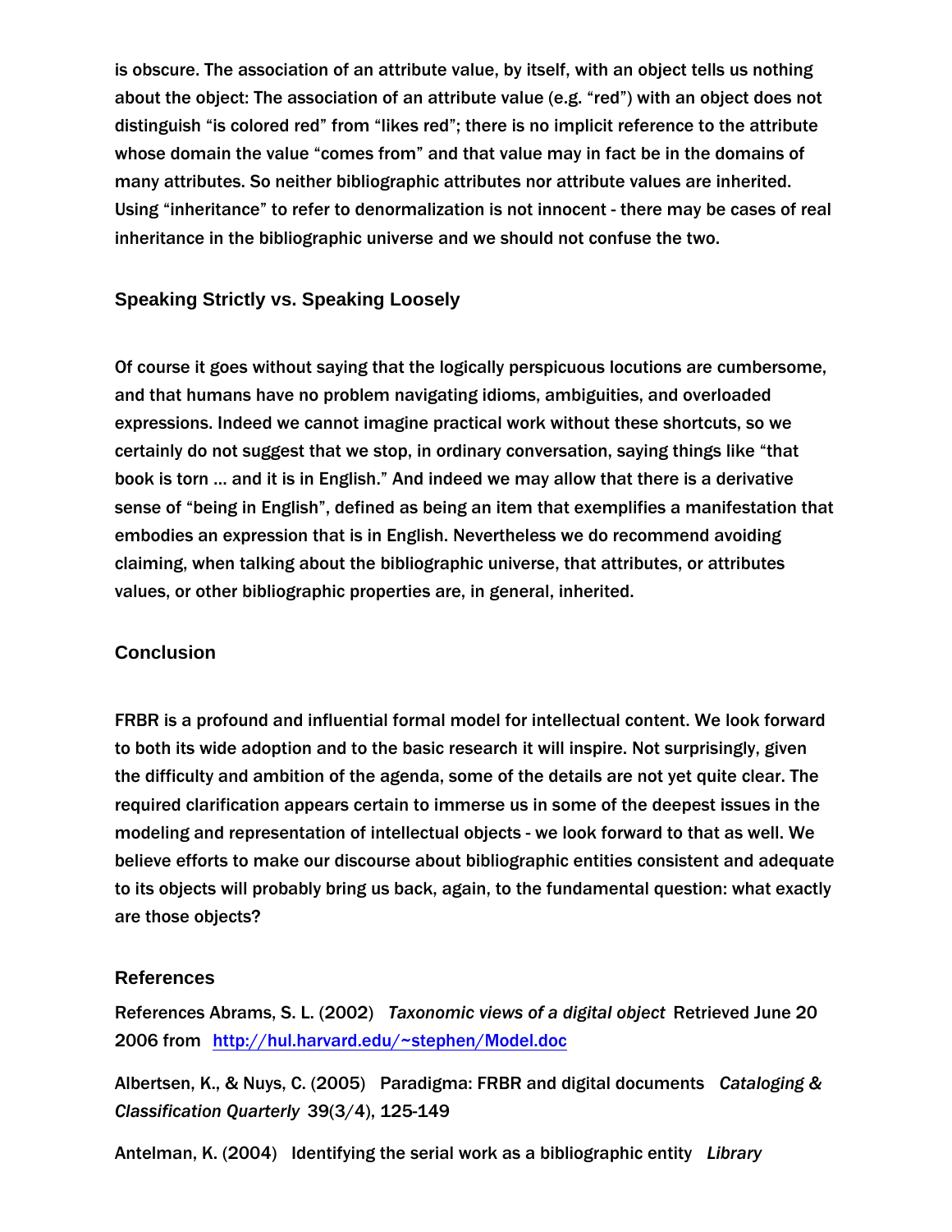is obscure. The association of an attribute value, by itself, with an object tells us nothing about the object: The association of an attribute value (e.g. "red") with an object does not distinguish "is colored red" from "likes red"; there is no implicit reference to the attribute whose domain the value "comes from" and that value may in fact be in the domains of many attributes. So neither bibliographic attributes nor attribute values are inherited. Using "inheritance" to refer to denormalization is not innocent - there may be cases of real inheritance in the bibliographic universe and we should not confuse the two.

## Speaking Strictly vs. Speaking Loosely

Of course it goes without saying that the logically perspicuous locutions are cumbersome, and that humans have no problem navigating idioms, ambiguities, and overloaded expressions. Indeed we cannot imagine practical work without these shortcuts, so we certainly do not suggest that we stop, in ordinary conversation, saying things like "that book is torn … and it is in English." And indeed we may allow that there is a derivative sense of "being in English", defined as being an item that exemplifies a manifestation that embodies an expression that is in English. Nevertheless we do recommend avoiding claiming, when talking about the bibliographic universe, that attributes, or attributes values, or other bibliographic properties are, in general, inherited.

## Conclusion

FRBR is a profound and influential formal model for intellectual content. We look forward to both its wide adoption and to the basic research it will inspire. Not surprisingly, given the difficulty and ambition of the agenda, some of the details are not yet quite clear. The required clarification appears certain to immerse us in some of the deepest issues in the modeling and representation of intellectual objects - we look forward to that as well. We believe efforts to make our discourse about bibliographic entities consistent and adequate to its objects will probably bring us back, again, to the fundamental question: what exactly are those objects?

## References

References Abrams, S. L. (2002) *Taxonomic views of a digital object* Retrieved June 20 2006 from http://hul.harvard.edu/~stephen/Model.doc

Albertsen, K., & Nuys, C. (2005) Paradigma: FRBR and digital documents *Cataloging & Classification Quarterly* 39(3/4), 125-149

Antelman, K. (2004) Identifying the serial work as a bibliographic entity *Library*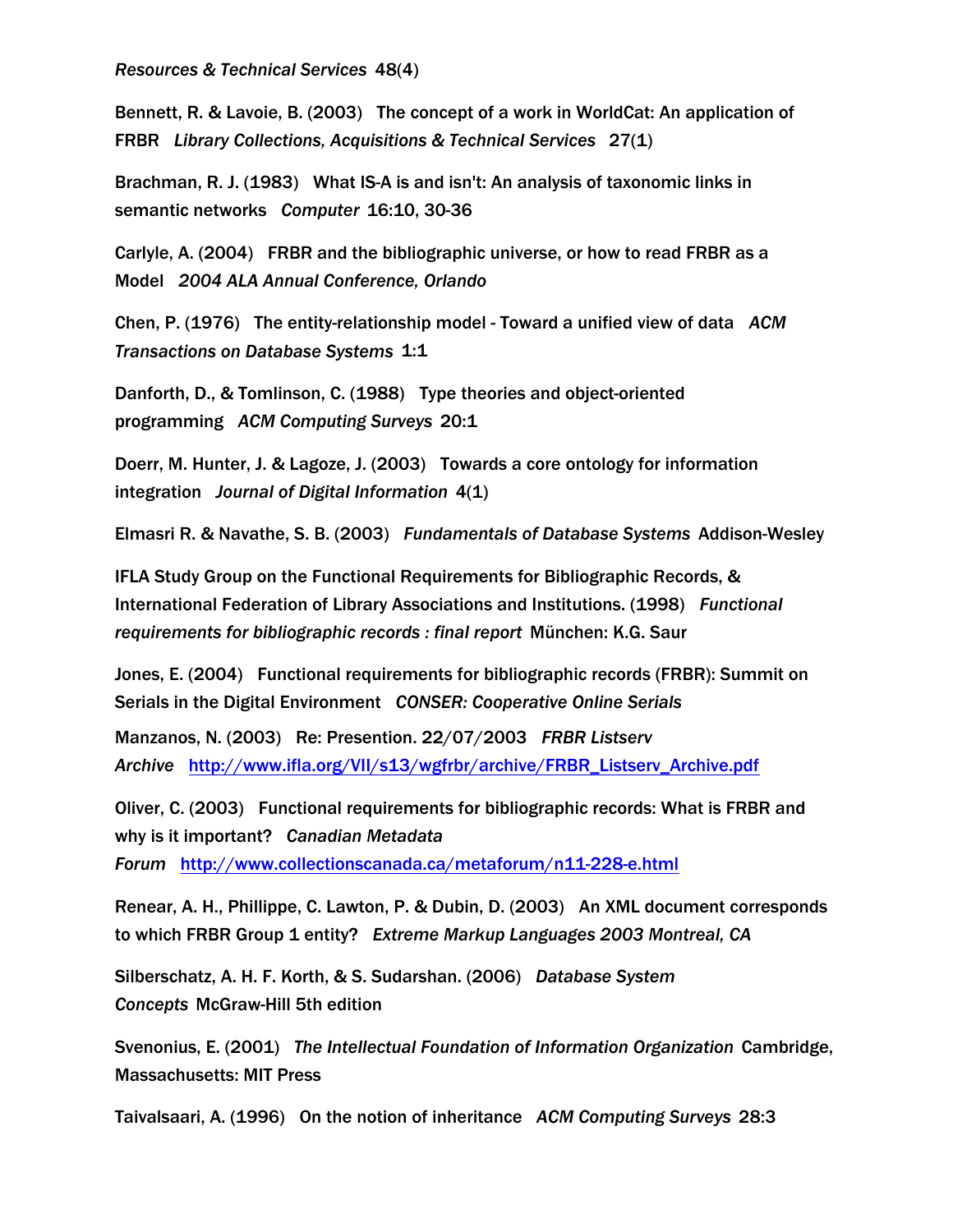*Resources & Technical Services* 48(4)

Bennett, R. & Lavoie, B. (2003) The concept of a work in WorldCat: An application of FRBR *Library Collections, Acquisitions & Technical Services* 27(1)

Brachman, R. J. (1983) What IS-A is and isn't: An analysis of taxonomic links in semantic networks *Computer* 16:10, 30-36

Carlyle, A. (2004) FRBR and the bibliographic universe, or how to read FRBR as a Model *2004 ALA Annual Conference, Orlando*

Chen, P. (1976) The entity-relationship model - Toward a unified view of data *ACM Transactions on Database Systems* 1:1

Danforth, D., & Tomlinson, C. (1988) Type theories and object-oriented programming *ACM Computing Surveys* 20:1

Doerr, M. Hunter, J. & Lagoze, J. (2003) Towards a core ontology for information integration *Journal of Digital Information* 4(1)

Elmasri R. & Navathe, S. B. (2003) *Fundamentals of Database Systems* Addison-Wesley

IFLA Study Group on the Functional Requirements for Bibliographic Records, & International Federation of Library Associations and Institutions. (1998) *Functional requirements for bibliographic records : final report* München: K.G. Saur

Jones, E. (2004) Functional requirements for bibliographic records (FRBR): Summit on Serials in the Digital Environment *CONSER: Cooperative Online Serials*

Manzanos, N. (2003) Re: Presention. 22/07/2003 *FRBR Listserv Archive* http://www.ifla.org/VII/s13/wgfrbr/archive/FRBR_Listserv_Archive.pdf

Oliver, C. (2003) Functional requirements for bibliographic records: What is FRBR and why is it important? *Canadian Metadata Forum* http://www.collectionscanada.ca/metaforum/n11-228-e.html

Renear, A. H., Phillippe, C. Lawton, P. & Dubin, D. (2003) An XML document corresponds to which FRBR Group 1 entity? *Extreme Markup Languages 2003 Montreal, CA*

Silberschatz, A. H. F. Korth, & S. Sudarshan. (2006) *Database System Concepts* McGraw-Hill 5th edition

Svenonius, E. (2001) *The Intellectual Foundation of Information Organization* Cambridge, Massachusetts: MIT Press

Taivalsaari, A. (1996) On the notion of inheritance *ACM Computing Surveys* 28:3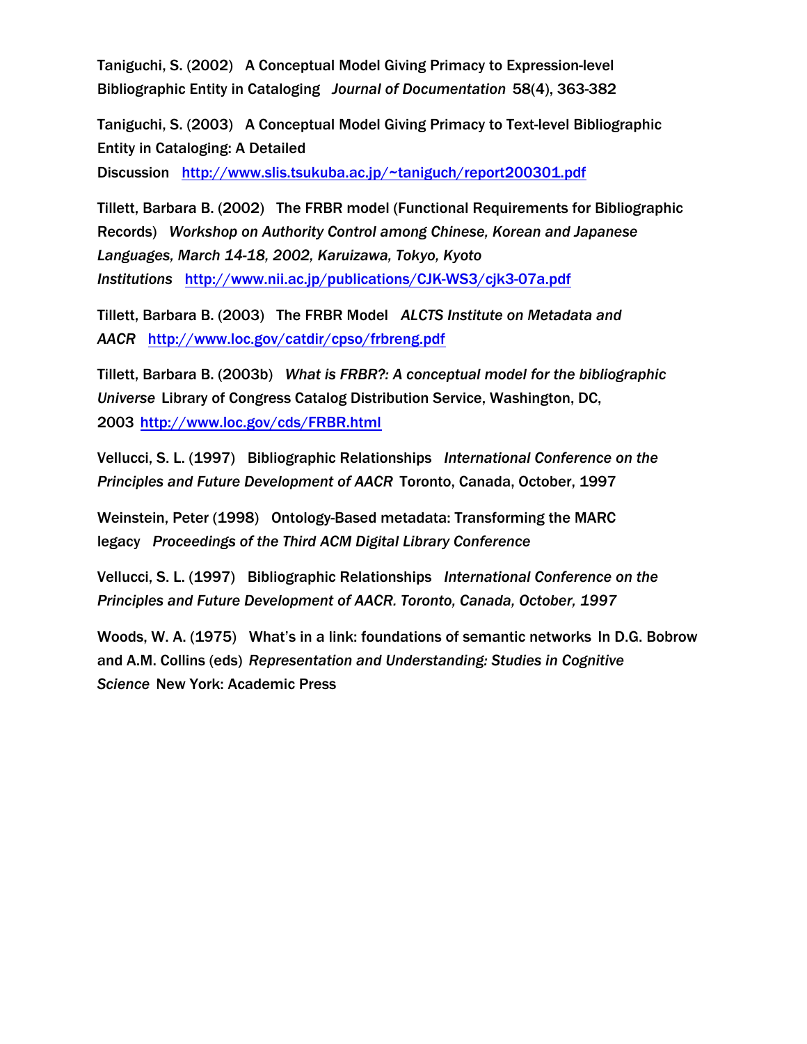Taniguchi, S. (2002) A Conceptual Model Giving Primacy to Expression-level Bibliographic Entity in Cataloging *Journal of Documentation* 58(4), 363-382

Taniguchi, S. (2003) A Conceptual Model Giving Primacy to Text-level Bibliographic Entity in Cataloging: A Detailed Discussion http://www.slis.tsukuba.ac.jp/~taniguch/report200301.pdf

Tillett, Barbara B. (2002) The FRBR model (Functional Requirements for Bibliographic Records) *Workshop on Authority Control among Chinese, Korean and Japanese Languages, March 14-18, 2002, Karuizawa, Tokyo, Kyoto Institutions* http://www.nii.ac.jp/publications/CJK-WS3/cjk3-07a.pdf

Tillett, Barbara B. (2003) The FRBR Model *ALCTS Institute on Metadata and AACR* http://www.loc.gov/catdir/cpso/frbreng.pdf

Tillett, Barbara B. (2003b) *What is FRBR?: A conceptual model for the bibliographic Universe* Library of Congress Catalog Distribution Service, Washington, DC, 2003 http://www.loc.gov/cds/FRBR.html

Vellucci, S. L. (1997) Bibliographic Relationships *International Conference on the Principles and Future Development of AACR* Toronto, Canada, October, 1997

Weinstein, Peter (1998) Ontology-Based metadata: Transforming the MARC legacy *Proceedings of the Third ACM Digital Library Conference*

Vellucci, S. L. (1997) Bibliographic Relationships *International Conference on the Principles and Future Development of AACR. Toronto, Canada, October, 1997*

Woods, W. A. (1975) What's in a link: foundations of semantic networks In D.G. Bobrow and A.M. Collins (eds) *Representation and Understanding: Studies in Cognitive Science* New York: Academic Press